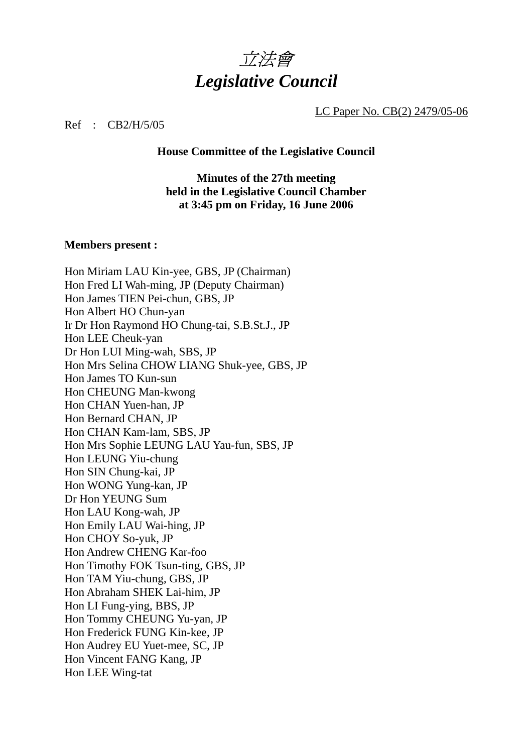# *立法會*
# *Legislative Council*

LC Paper No. CB(2) 2479/05-06

Ref : CB2/H/5/05

**House Committee of the Legislative Council**

**Minutes of the 27th meeting**
**held in the Legislative Council Chamber**
**at 3:45 pm on Friday, 16 June 2006**

**Members present :**

Hon Miriam LAU Kin-yee, GBS, JP (Chairman)
Hon Fred LI Wah-ming, JP (Deputy Chairman)
Hon James TIEN Pei-chun, GBS, JP
Hon Albert HO Chun-yan
Ir Dr Hon Raymond HO Chung-tai, S.B.St.J., JP
Hon LEE Cheuk-yan
Dr Hon LUI Ming-wah, SBS, JP
Hon Mrs Selina CHOW LIANG Shuk-yee, GBS, JP
Hon James TO Kun-sun
Hon CHEUNG Man-kwong
Hon CHAN Yuen-han, JP
Hon Bernard CHAN, JP
Hon CHAN Kam-lam, SBS, JP
Hon Mrs Sophie LEUNG LAU Yau-fun, SBS, JP
Hon LEUNG Yiu-chung
Hon SIN Chung-kai, JP
Hon WONG Yung-kan, JP
Dr Hon YEUNG Sum
Hon LAU Kong-wah, JP
Hon Emily LAU Wai-hing, JP
Hon CHOY So-yuk, JP
Hon Andrew CHENG Kar-foo
Hon Timothy FOK Tsun-ting, GBS, JP
Hon TAM Yiu-chung, GBS, JP
Hon Abraham SHEK Lai-him, JP
Hon LI Fung-ying, BBS, JP
Hon Tommy CHEUNG Yu-yan, JP
Hon Frederick FUNG Kin-kee, JP
Hon Audrey EU Yuet-mee, SC, JP
Hon Vincent FANG Kang, JP
Hon LEE Wing-tat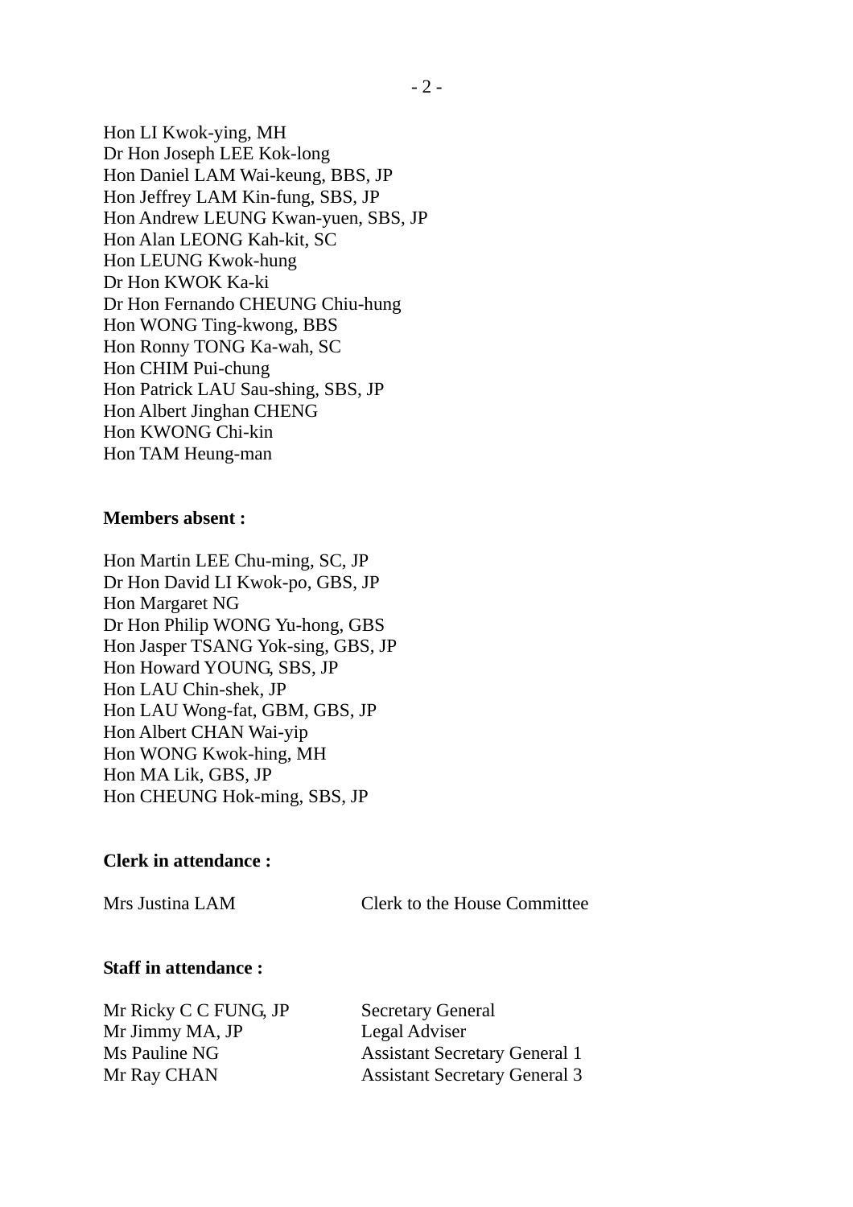Hon LI Kwok-ying, MH
Dr Hon Joseph LEE Kok-long
Hon Daniel LAM Wai-keung, BBS, JP
Hon Jeffrey LAM Kin-fung, SBS, JP
Hon Andrew LEUNG Kwan-yuen, SBS, JP
Hon Alan LEONG Kah-kit, SC
Hon LEUNG Kwok-hung
Dr Hon KWOK Ka-ki
Dr Hon Fernando CHEUNG Chiu-hung
Hon WONG Ting-kwong, BBS
Hon Ronny TONG Ka-wah, SC
Hon CHIM Pui-chung
Hon Patrick LAU Sau-shing, SBS, JP
Hon Albert Jinghan CHENG
Hon KWONG Chi-kin
Hon TAM Heung-man

**Members absent :**

Hon Martin LEE Chu-ming, SC, JP
Dr Hon David LI Kwok-po, GBS, JP
Hon Margaret NG
Dr Hon Philip WONG Yu-hong, GBS
Hon Jasper TSANG Yok-sing, GBS, JP
Hon Howard YOUNG, SBS, JP
Hon LAU Chin-shek, JP
Hon LAU Wong-fat, GBM, GBS, JP
Hon Albert CHAN Wai-yip
Hon WONG Kwok-hing, MH
Hon MA Lik, GBS, JP
Hon CHEUNG Hok-ming, SBS, JP

**Clerk in attendance :**

| | |
|---|---|
| Mrs Justina LAM | Clerk to the House Committee |

**Staff in attendance :**

| | |
|---|---|
| Mr Ricky C C FUNG, JP | Secretary General |
| Mr Jimmy MA, JP | Legal Adviser |
| Ms Pauline NG | Assistant Secretary General 1 |
| Mr Ray CHAN | Assistant Secretary General 3 |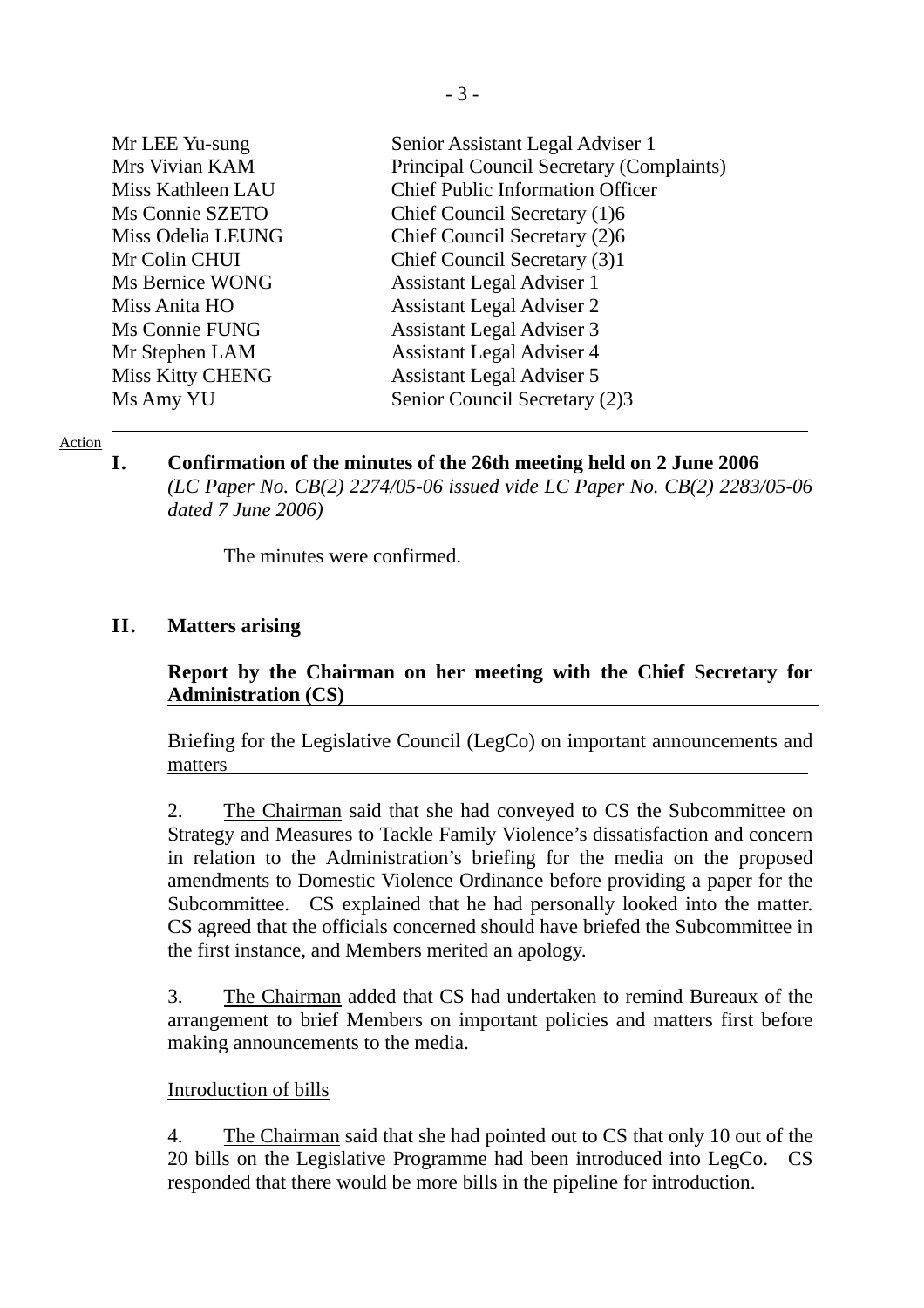| | |
|---|---|
| Mr LEE Yu-sung | Senior Assistant Legal Adviser 1 |
| Mrs Vivian KAM | Principal Council Secretary (Complaints) |
| Miss Kathleen LAU | Chief Public Information Officer |
| Ms Connie SZETO | Chief Council Secretary (1)6 |
| Miss Odelia LEUNG | Chief Council Secretary (2)6 |
| Mr Colin CHUI | Chief Council Secretary (3)1 |
| Ms Bernice WONG | Assistant Legal Adviser 1 |
| Miss Anita HO | Assistant Legal Adviser 2 |
| Ms Connie FUNG | Assistant Legal Adviser 3 |
| Mr Stephen LAM | Assistant Legal Adviser 4 |
| Miss Kitty CHENG | Assistant Legal Adviser 5 |
| Ms Amy YU | Senior Council Secretary (2)3 |

---

Action

**I. Confirmation of the minutes of the 26th meeting held on 2 June 2006**
*(LC Paper No. CB(2) 2274/05-06 issued vide LC Paper No. CB(2) 2283/05-06 dated 7 June 2006)*

The minutes were confirmed.

**II. Matters arising**

**Report by the Chairman on her meeting with the Chief Secretary for Administration (CS)**

Briefing for the Legislative Council (LegCo) on important announcements and matters

2. The Chairman said that she had conveyed to CS the Subcommittee on Strategy and Measures to Tackle Family Violence's dissatisfaction and concern in relation to the Administration's briefing for the media on the proposed amendments to Domestic Violence Ordinance before providing a paper for the Subcommittee. CS explained that he had personally looked into the matter. CS agreed that the officials concerned should have briefed the Subcommittee in the first instance, and Members merited an apology.

3. The Chairman added that CS had undertaken to remind Bureaux of the arrangement to brief Members on important policies and matters first before making announcements to the media.

Introduction of bills

4. The Chairman said that she had pointed out to CS that only 10 out of the 20 bills on the Legislative Programme had been introduced into LegCo. CS responded that there would be more bills in the pipeline for introduction.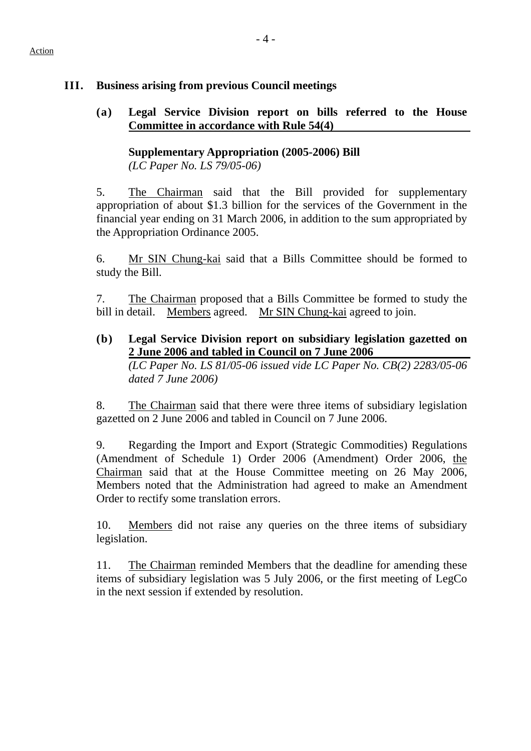Action

## III. Business arising from previous Council meetings

### (a) Legal Service Division report on bills referred to the House Committee in accordance with Rule 54(4)

**Supplementary Appropriation (2005-2006) Bill**
*(LC Paper No. LS 79/05-06)*

5. The Chairman said that the Bill provided for supplementary appropriation of about $1.3 billion for the services of the Government in the financial year ending on 31 March 2006, in addition to the sum appropriated by the Appropriation Ordinance 2005.

6. Mr SIN Chung-kai said that a Bills Committee should be formed to study the Bill.

7. The Chairman proposed that a Bills Committee be formed to study the bill in detail. Members agreed. Mr SIN Chung-kai agreed to join.

### (b) Legal Service Division report on subsidiary legislation gazetted on 2 June 2006 and tabled in Council on 7 June 2006

*(LC Paper No. LS 81/05-06 issued vide LC Paper No. CB(2) 2283/05-06 dated 7 June 2006)*

8. The Chairman said that there were three items of subsidiary legislation gazetted on 2 June 2006 and tabled in Council on 7 June 2006.

9. Regarding the Import and Export (Strategic Commodities) Regulations (Amendment of Schedule 1) Order 2006 (Amendment) Order 2006, the Chairman said that at the House Committee meeting on 26 May 2006, Members noted that the Administration had agreed to make an Amendment Order to rectify some translation errors.

10. Members did not raise any queries on the three items of subsidiary legislation.

11. The Chairman reminded Members that the deadline for amending these items of subsidiary legislation was 5 July 2006, or the first meeting of LegCo in the next session if extended by resolution.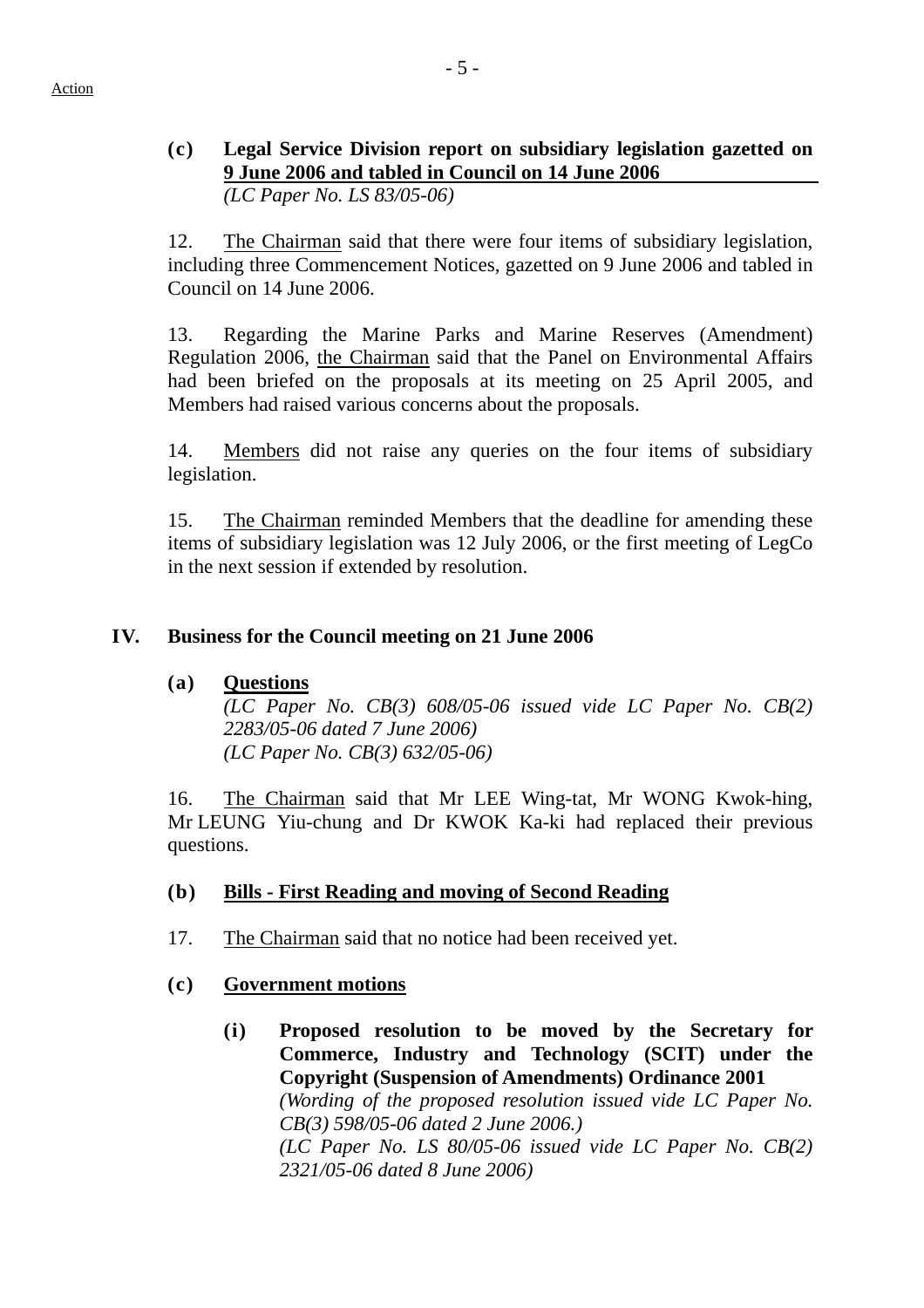Action

**(c) Legal Service Division report on subsidiary legislation gazetted on 9 June 2006 and tabled in Council on 14 June 2006**
*(LC Paper No. LS 83/05-06)*

12. The Chairman said that there were four items of subsidiary legislation, including three Commencement Notices, gazetted on 9 June 2006 and tabled in Council on 14 June 2006.

13. Regarding the Marine Parks and Marine Reserves (Amendment) Regulation 2006, the Chairman said that the Panel on Environmental Affairs had been briefed on the proposals at its meeting on 25 April 2005, and Members had raised various concerns about the proposals.

14. Members did not raise any queries on the four items of subsidiary legislation.

15. The Chairman reminded Members that the deadline for amending these items of subsidiary legislation was 12 July 2006, or the first meeting of LegCo in the next session if extended by resolution.

## IV. Business for the Council meeting on 21 June 2006

**(a) Questions**
*(LC Paper No. CB(3) 608/05-06 issued vide LC Paper No. CB(2) 2283/05-06 dated 7 June 2006)*
*(LC Paper No. CB(3) 632/05-06)*

16. The Chairman said that Mr LEE Wing-tat, Mr WONG Kwok-hing, Mr LEUNG Yiu-chung and Dr KWOK Ka-ki had replaced their previous questions.

**(b) Bills - First Reading and moving of Second Reading**

17. The Chairman said that no notice had been received yet.

**(c) Government motions**

**(i) Proposed resolution to be moved by the Secretary for Commerce, Industry and Technology (SCIT) under the Copyright (Suspension of Amendments) Ordinance 2001**
*(Wording of the proposed resolution issued vide LC Paper No. CB(3) 598/05-06 dated 2 June 2006.)*
*(LC Paper No. LS 80/05-06 issued vide LC Paper No. CB(2) 2321/05-06 dated 8 June 2006)*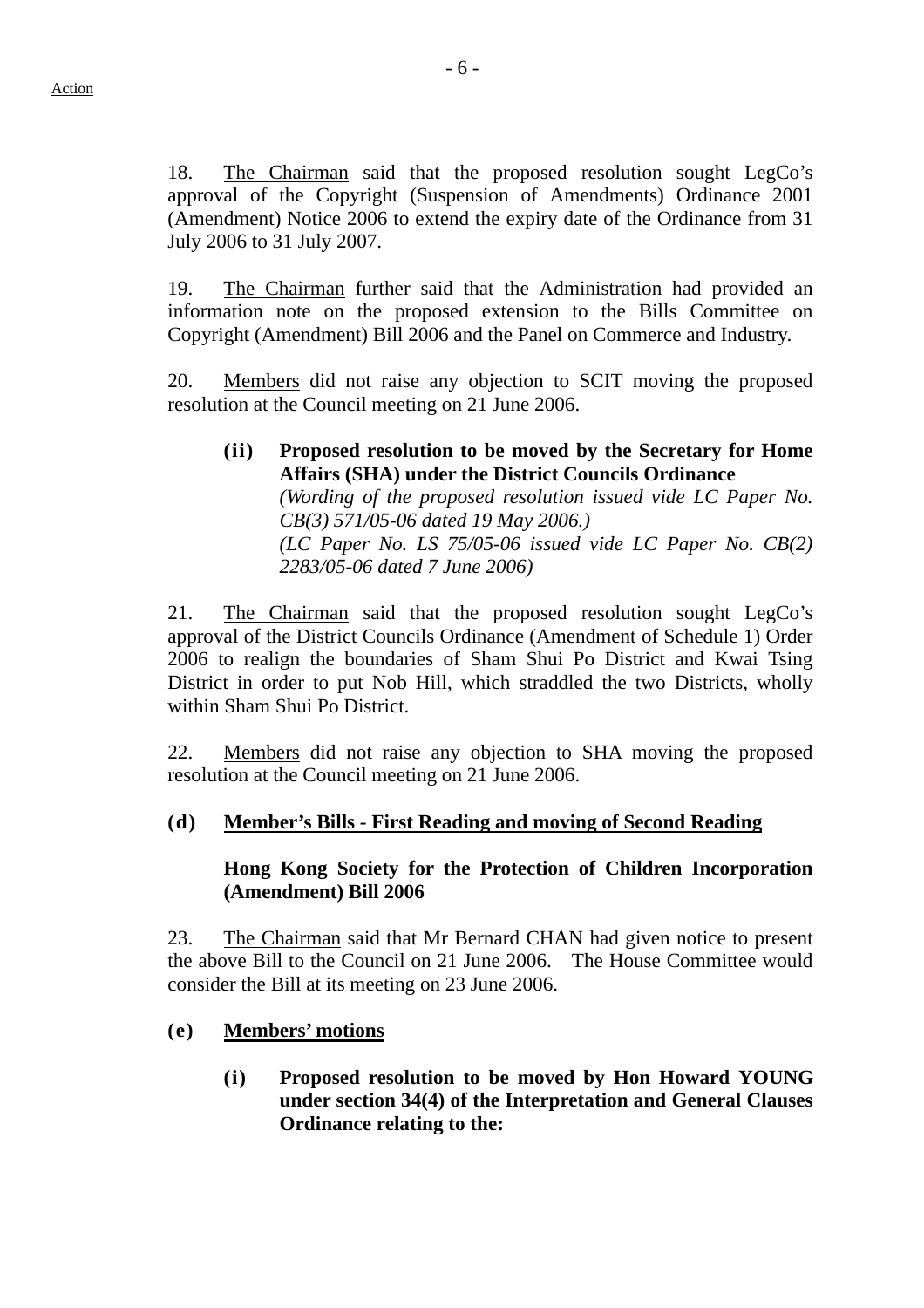18. The Chairman said that the proposed resolution sought LegCo's approval of the Copyright (Suspension of Amendments) Ordinance 2001 (Amendment) Notice 2006 to extend the expiry date of the Ordinance from 31 July 2006 to 31 July 2007.

19. The Chairman further said that the Administration had provided an information note on the proposed extension to the Bills Committee on Copyright (Amendment) Bill 2006 and the Panel on Commerce and Industry.

20. Members did not raise any objection to SCIT moving the proposed resolution at the Council meeting on 21 June 2006.

**(ii) Proposed resolution to be moved by the Secretary for Home Affairs (SHA) under the District Councils Ordinance**
*(Wording of the proposed resolution issued vide LC Paper No. CB(3) 571/05-06 dated 19 May 2006.)*
*(LC Paper No. LS 75/05-06 issued vide LC Paper No. CB(2) 2283/05-06 dated 7 June 2006)*

21. The Chairman said that the proposed resolution sought LegCo's approval of the District Councils Ordinance (Amendment of Schedule 1) Order 2006 to realign the boundaries of Sham Shui Po District and Kwai Tsing District in order to put Nob Hill, which straddled the two Districts, wholly within Sham Shui Po District.

22. Members did not raise any objection to SHA moving the proposed resolution at the Council meeting on 21 June 2006.

**(d) Member's Bills - First Reading and moving of Second Reading**

**Hong Kong Society for the Protection of Children Incorporation (Amendment) Bill 2006**

23. The Chairman said that Mr Bernard CHAN had given notice to present the above Bill to the Council on 21 June 2006. The House Committee would consider the Bill at its meeting on 23 June 2006.

**(e) Members' motions**

**(i) Proposed resolution to be moved by Hon Howard YOUNG under section 34(4) of the Interpretation and General Clauses Ordinance relating to the:**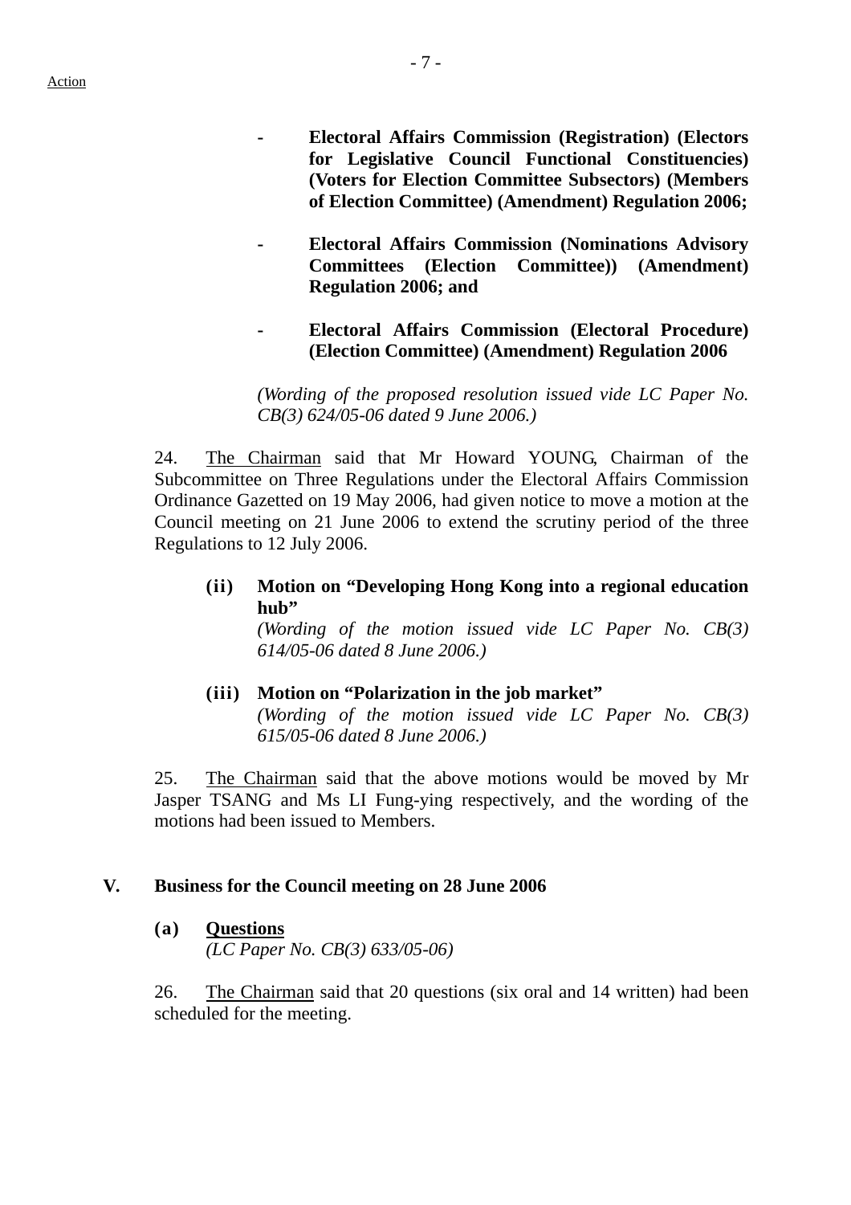Action

- **Electoral Affairs Commission (Registration) (Electors for Legislative Council Functional Constituencies) (Voters for Election Committee Subsectors) (Members of Election Committee) (Amendment) Regulation 2006;**

- **Electoral Affairs Commission (Nominations Advisory Committees (Election Committee)) (Amendment) Regulation 2006; and**

- **Electoral Affairs Commission (Electoral Procedure) (Election Committee) (Amendment) Regulation 2006**

*(Wording of the proposed resolution issued vide LC Paper No. CB(3) 624/05-06 dated 9 June 2006.)*

24. The Chairman said that Mr Howard YOUNG, Chairman of the Subcommittee on Three Regulations under the Electoral Affairs Commission Ordinance Gazetted on 19 May 2006, had given notice to move a motion at the Council meeting on 21 June 2006 to extend the scrutiny period of the three Regulations to 12 July 2006.

**(ii) Motion on "Developing Hong Kong into a regional education hub"**
*(Wording of the motion issued vide LC Paper No. CB(3) 614/05-06 dated 8 June 2006.)*

**(iii) Motion on "Polarization in the job market"**
*(Wording of the motion issued vide LC Paper No. CB(3) 615/05-06 dated 8 June 2006.)*

25. The Chairman said that the above motions would be moved by Mr Jasper TSANG and Ms LI Fung-ying respectively, and the wording of the motions had been issued to Members.

## V. Business for the Council meeting on 28 June 2006

**(a) Questions**
*(LC Paper No. CB(3) 633/05-06)*

26. The Chairman said that 20 questions (six oral and 14 written) had been scheduled for the meeting.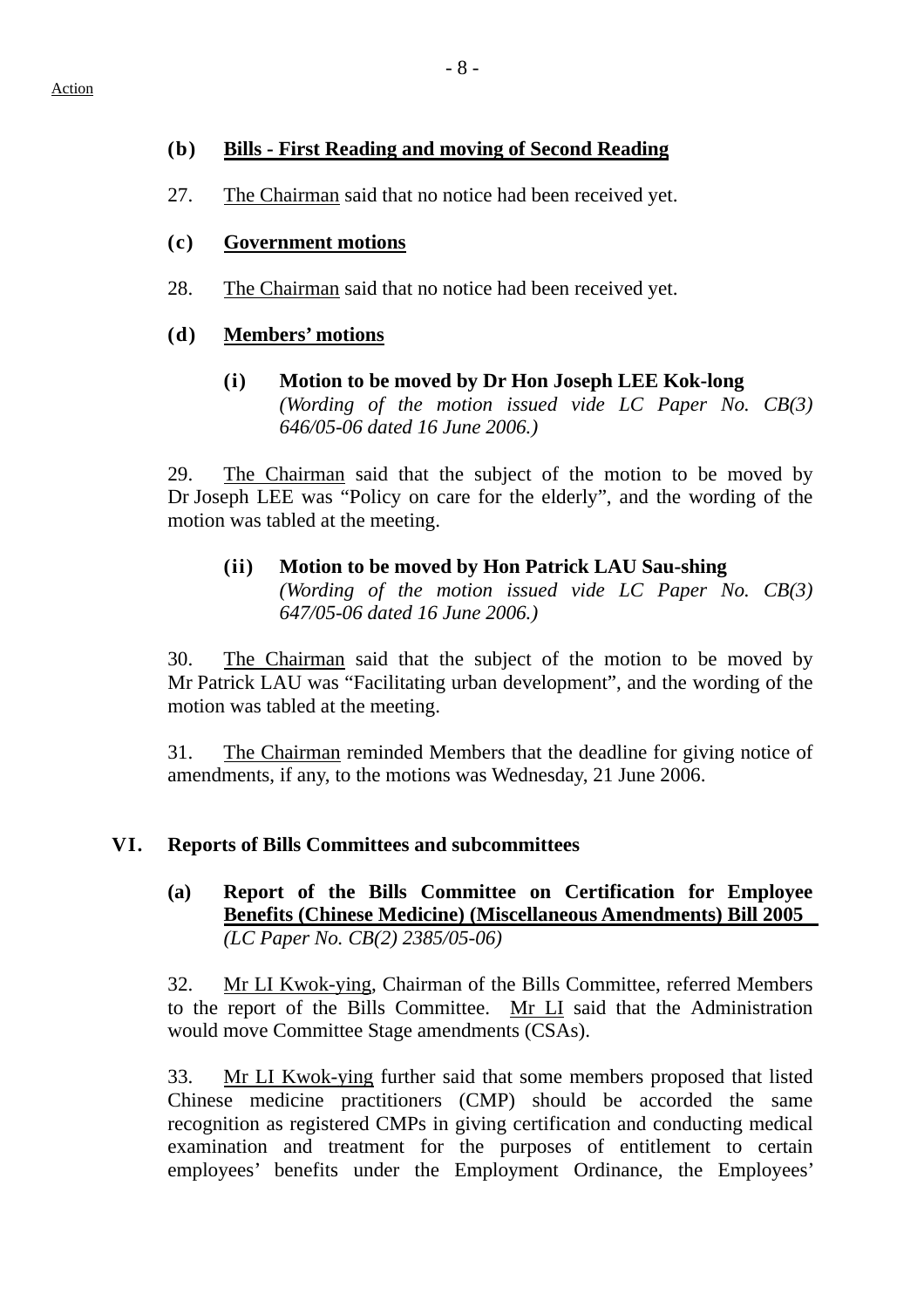Action

### (b) Bills - First Reading and moving of Second Reading

27. The Chairman said that no notice had been received yet.

### (c) Government motions

28. The Chairman said that no notice had been received yet.

### (d) Members' motions

#### (i) Motion to be moved by Dr Hon Joseph LEE Kok-long

*(Wording of the motion issued vide LC Paper No. CB(3) 646/05-06 dated 16 June 2006.)*

29. The Chairman said that the subject of the motion to be moved by Dr Joseph LEE was "Policy on care for the elderly", and the wording of the motion was tabled at the meeting.

#### (ii) Motion to be moved by Hon Patrick LAU Sau-shing

*(Wording of the motion issued vide LC Paper No. CB(3) 647/05-06 dated 16 June 2006.)*

30. The Chairman said that the subject of the motion to be moved by Mr Patrick LAU was "Facilitating urban development", and the wording of the motion was tabled at the meeting.

31. The Chairman reminded Members that the deadline for giving notice of amendments, if any, to the motions was Wednesday, 21 June 2006.

## VI. Reports of Bills Committees and subcommittees

### (a) Report of the Bills Committee on Certification for Employee Benefits (Chinese Medicine) (Miscellaneous Amendments) Bill 2005

*(LC Paper No. CB(2) 2385/05-06)*

32. Mr LI Kwok-ying, Chairman of the Bills Committee, referred Members to the report of the Bills Committee. Mr LI said that the Administration would move Committee Stage amendments (CSAs).

33. Mr LI Kwok-ying further said that some members proposed that listed Chinese medicine practitioners (CMP) should be accorded the same recognition as registered CMPs in giving certification and conducting medical examination and treatment for the purposes of entitlement to certain employees' benefits under the Employment Ordinance, the Employees'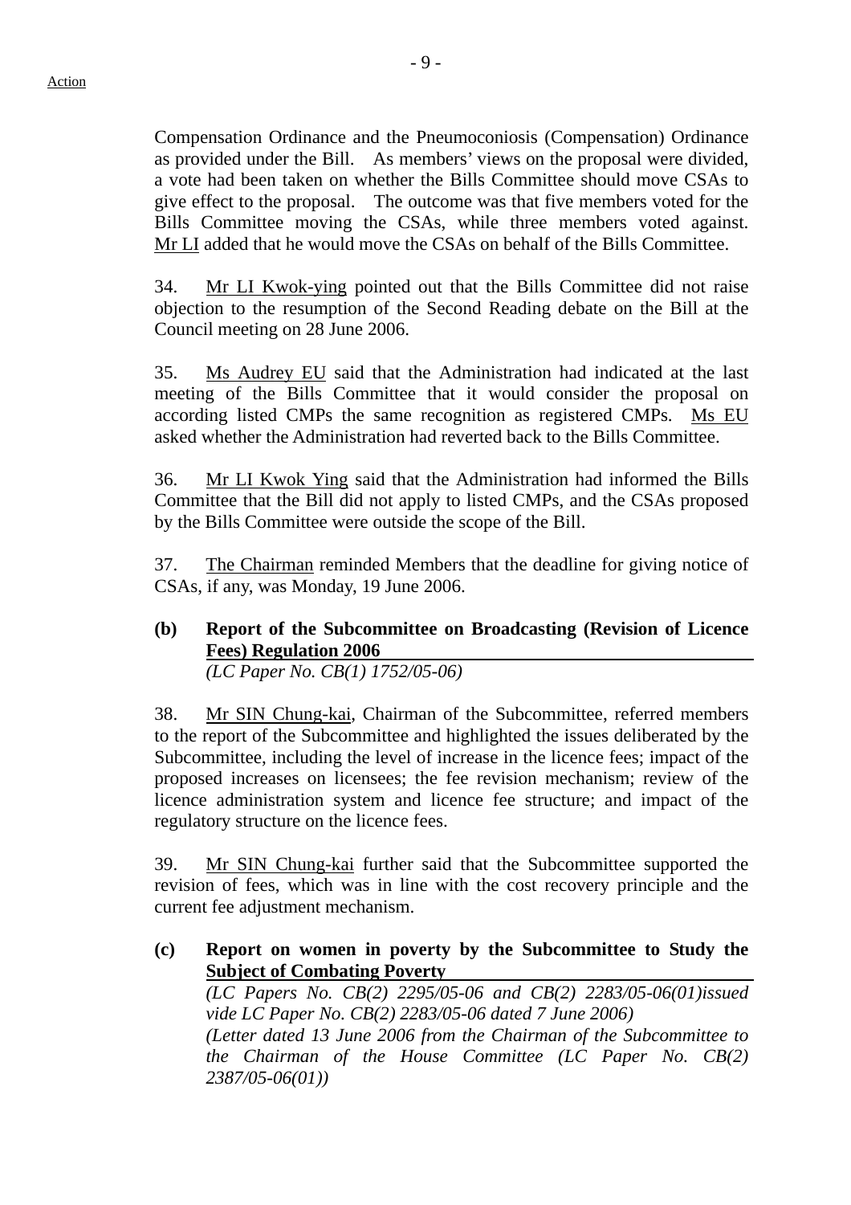Compensation Ordinance and the Pneumoconiosis (Compensation) Ordinance as provided under the Bill. As members' views on the proposal were divided, a vote had been taken on whether the Bills Committee should move CSAs to give effect to the proposal. The outcome was that five members voted for the Bills Committee moving the CSAs, while three members voted against. Mr LI added that he would move the CSAs on behalf of the Bills Committee.

34. Mr LI Kwok-ying pointed out that the Bills Committee did not raise objection to the resumption of the Second Reading debate on the Bill at the Council meeting on 28 June 2006.

35. Ms Audrey EU said that the Administration had indicated at the last meeting of the Bills Committee that it would consider the proposal on according listed CMPs the same recognition as registered CMPs. Ms EU asked whether the Administration had reverted back to the Bills Committee.

36. Mr LI Kwok Ying said that the Administration had informed the Bills Committee that the Bill did not apply to listed CMPs, and the CSAs proposed by the Bills Committee were outside the scope of the Bill.

37. The Chairman reminded Members that the deadline for giving notice of CSAs, if any, was Monday, 19 June 2006.

**(b) Report of the Subcommittee on Broadcasting (Revision of Licence Fees) Regulation 2006**

*(LC Paper No. CB(1) 1752/05-06)*

38. Mr SIN Chung-kai, Chairman of the Subcommittee, referred members to the report of the Subcommittee and highlighted the issues deliberated by the Subcommittee, including the level of increase in the licence fees; impact of the proposed increases on licensees; the fee revision mechanism; review of the licence administration system and licence fee structure; and impact of the regulatory structure on the licence fees.

39. Mr SIN Chung-kai further said that the Subcommittee supported the revision of fees, which was in line with the cost recovery principle and the current fee adjustment mechanism.

**(c) Report on women in poverty by the Subcommittee to Study the Subject of Combating Poverty**

*(LC Papers No. CB(2) 2295/05-06 and CB(2) 2283/05-06(01)issued vide LC Paper No. CB(2) 2283/05-06 dated 7 June 2006)*

*(Letter dated 13 June 2006 from the Chairman of the Subcommittee to the Chairman of the House Committee (LC Paper No. CB(2) 2387/05-06(01))*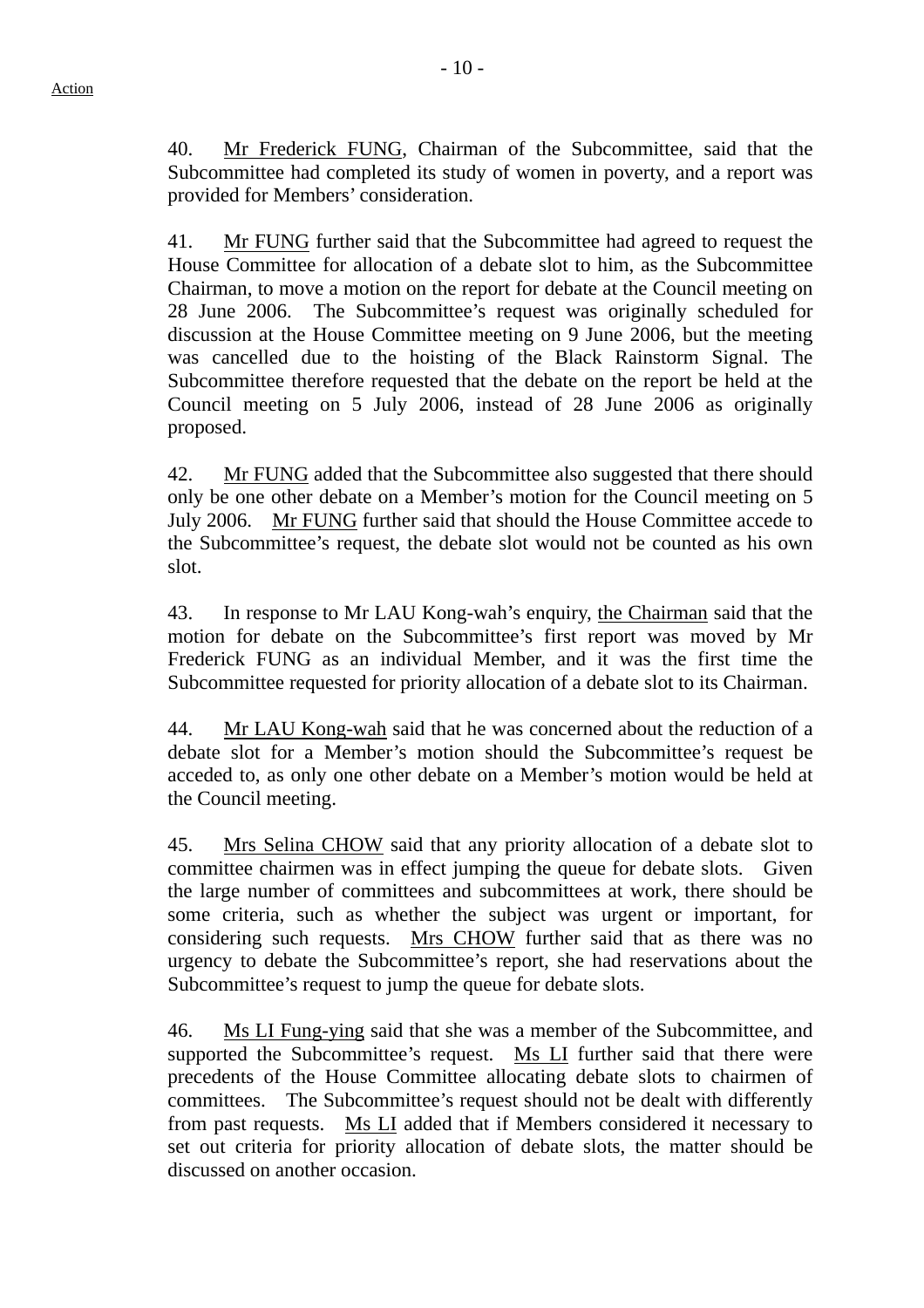40. Mr Frederick FUNG, Chairman of the Subcommittee, said that the Subcommittee had completed its study of women in poverty, and a report was provided for Members' consideration.

41. Mr FUNG further said that the Subcommittee had agreed to request the House Committee for allocation of a debate slot to him, as the Subcommittee Chairman, to move a motion on the report for debate at the Council meeting on 28 June 2006. The Subcommittee's request was originally scheduled for discussion at the House Committee meeting on 9 June 2006, but the meeting was cancelled due to the hoisting of the Black Rainstorm Signal. The Subcommittee therefore requested that the debate on the report be held at the Council meeting on 5 July 2006, instead of 28 June 2006 as originally proposed.

42. Mr FUNG added that the Subcommittee also suggested that there should only be one other debate on a Member's motion for the Council meeting on 5 July 2006. Mr FUNG further said that should the House Committee accede to the Subcommittee's request, the debate slot would not be counted as his own slot.

43. In response to Mr LAU Kong-wah's enquiry, the Chairman said that the motion for debate on the Subcommittee's first report was moved by Mr Frederick FUNG as an individual Member, and it was the first time the Subcommittee requested for priority allocation of a debate slot to its Chairman.

44. Mr LAU Kong-wah said that he was concerned about the reduction of a debate slot for a Member's motion should the Subcommittee's request be acceded to, as only one other debate on a Member's motion would be held at the Council meeting.

45. Mrs Selina CHOW said that any priority allocation of a debate slot to committee chairmen was in effect jumping the queue for debate slots. Given the large number of committees and subcommittees at work, there should be some criteria, such as whether the subject was urgent or important, for considering such requests. Mrs CHOW further said that as there was no urgency to debate the Subcommittee's report, she had reservations about the Subcommittee's request to jump the queue for debate slots.

46. Ms LI Fung-ying said that she was a member of the Subcommittee, and supported the Subcommittee's request. Ms LI further said that there were precedents of the House Committee allocating debate slots to chairmen of committees. The Subcommittee's request should not be dealt with differently from past requests. Ms LI added that if Members considered it necessary to set out criteria for priority allocation of debate slots, the matter should be discussed on another occasion.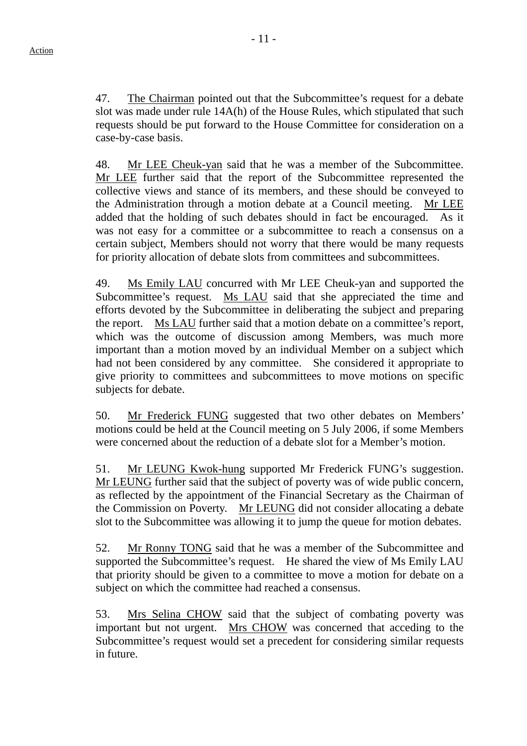47. The Chairman pointed out that the Subcommittee's request for a debate slot was made under rule 14A(h) of the House Rules, which stipulated that such requests should be put forward to the House Committee for consideration on a case-by-case basis.

48. Mr LEE Cheuk-yan said that he was a member of the Subcommittee. Mr LEE further said that the report of the Subcommittee represented the collective views and stance of its members, and these should be conveyed to the Administration through a motion debate at a Council meeting. Mr LEE added that the holding of such debates should in fact be encouraged. As it was not easy for a committee or a subcommittee to reach a consensus on a certain subject, Members should not worry that there would be many requests for priority allocation of debate slots from committees and subcommittees.

49. Ms Emily LAU concurred with Mr LEE Cheuk-yan and supported the Subcommittee's request. Ms LAU said that she appreciated the time and efforts devoted by the Subcommittee in deliberating the subject and preparing the report. Ms LAU further said that a motion debate on a committee's report, which was the outcome of discussion among Members, was much more important than a motion moved by an individual Member on a subject which had not been considered by any committee. She considered it appropriate to give priority to committees and subcommittees to move motions on specific subjects for debate.

50. Mr Frederick FUNG suggested that two other debates on Members' motions could be held at the Council meeting on 5 July 2006, if some Members were concerned about the reduction of a debate slot for a Member's motion.

51. Mr LEUNG Kwok-hung supported Mr Frederick FUNG's suggestion. Mr LEUNG further said that the subject of poverty was of wide public concern, as reflected by the appointment of the Financial Secretary as the Chairman of the Commission on Poverty. Mr LEUNG did not consider allocating a debate slot to the Subcommittee was allowing it to jump the queue for motion debates.

52. Mr Ronny TONG said that he was a member of the Subcommittee and supported the Subcommittee's request. He shared the view of Ms Emily LAU that priority should be given to a committee to move a motion for debate on a subject on which the committee had reached a consensus.

53. Mrs Selina CHOW said that the subject of combating poverty was important but not urgent. Mrs CHOW was concerned that acceding to the Subcommittee's request would set a precedent for considering similar requests in future.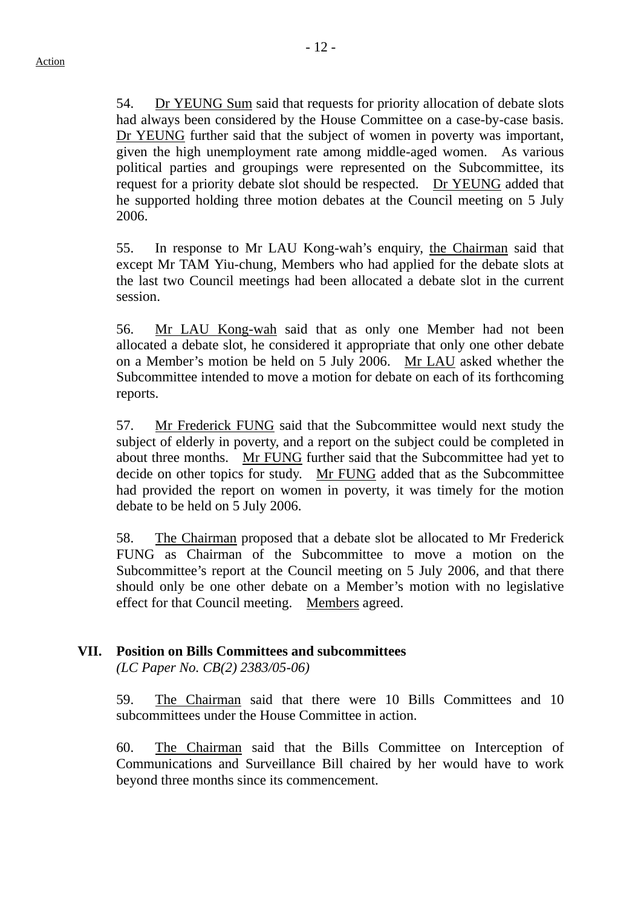54. Dr YEUNG Sum said that requests for priority allocation of debate slots had always been considered by the House Committee on a case-by-case basis. Dr YEUNG further said that the subject of women in poverty was important, given the high unemployment rate among middle-aged women. As various political parties and groupings were represented on the Subcommittee, its request for a priority debate slot should be respected. Dr YEUNG added that he supported holding three motion debates at the Council meeting on 5 July 2006.

55. In response to Mr LAU Kong-wah's enquiry, the Chairman said that except Mr TAM Yiu-chung, Members who had applied for the debate slots at the last two Council meetings had been allocated a debate slot in the current session.

56. Mr LAU Kong-wah said that as only one Member had not been allocated a debate slot, he considered it appropriate that only one other debate on a Member's motion be held on 5 July 2006. Mr LAU asked whether the Subcommittee intended to move a motion for debate on each of its forthcoming reports.

57. Mr Frederick FUNG said that the Subcommittee would next study the subject of elderly in poverty, and a report on the subject could be completed in about three months. Mr FUNG further said that the Subcommittee had yet to decide on other topics for study. Mr FUNG added that as the Subcommittee had provided the report on women in poverty, it was timely for the motion debate to be held on 5 July 2006.

58. The Chairman proposed that a debate slot be allocated to Mr Frederick FUNG as Chairman of the Subcommittee to move a motion on the Subcommittee's report at the Council meeting on 5 July 2006, and that there should only be one other debate on a Member's motion with no legislative effect for that Council meeting. Members agreed.

## VII. Position on Bills Committees and subcommittees

*(LC Paper No. CB(2) 2383/05-06)*

59. The Chairman said that there were 10 Bills Committees and 10 subcommittees under the House Committee in action.

60. The Chairman said that the Bills Committee on Interception of Communications and Surveillance Bill chaired by her would have to work beyond three months since its commencement.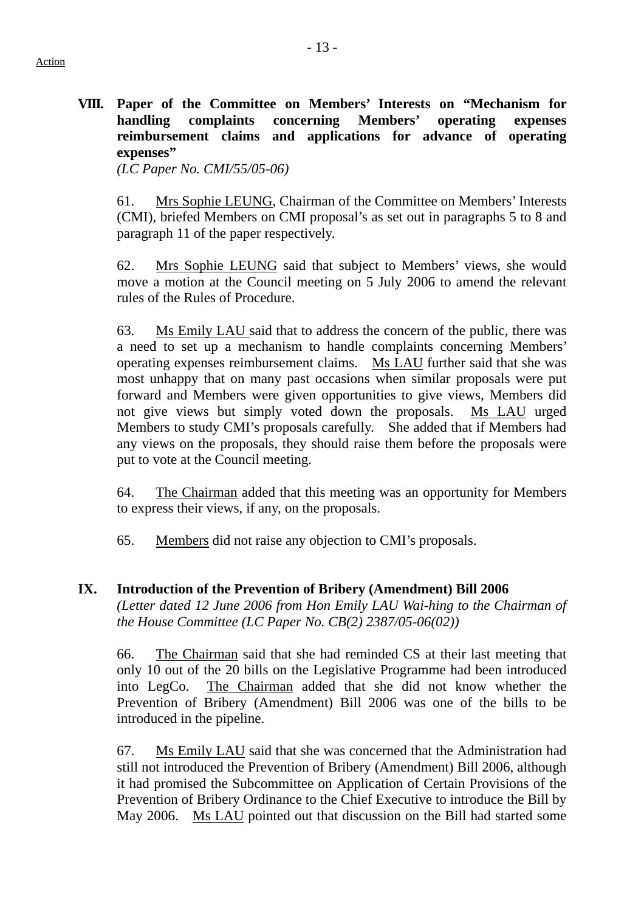Action

## VIII. Paper of the Committee on Members' Interests on "Mechanism for handling complaints concerning Members' operating expenses reimbursement claims and applications for advance of operating expenses"

*(LC Paper No. CMI/55/05-06)*

61. Mrs Sophie LEUNG, Chairman of the Committee on Members' Interests (CMI), briefed Members on CMI proposal's as set out in paragraphs 5 to 8 and paragraph 11 of the paper respectively.

62. Mrs Sophie LEUNG said that subject to Members' views, she would move a motion at the Council meeting on 5 July 2006 to amend the relevant rules of the Rules of Procedure.

63. Ms Emily LAU said that to address the concern of the public, there was a need to set up a mechanism to handle complaints concerning Members' operating expenses reimbursement claims. Ms LAU further said that she was most unhappy that on many past occasions when similar proposals were put forward and Members were given opportunities to give views, Members did not give views but simply voted down the proposals. Ms LAU urged Members to study CMI's proposals carefully. She added that if Members had any views on the proposals, they should raise them before the proposals were put to vote at the Council meeting.

64. The Chairman added that this meeting was an opportunity for Members to express their views, if any, on the proposals.

65. Members did not raise any objection to CMI's proposals.

## IX. Introduction of the Prevention of Bribery (Amendment) Bill 2006

*(Letter dated 12 June 2006 from Hon Emily LAU Wai-hing to the Chairman of the House Committee (LC Paper No. CB(2) 2387/05-06(02))*

66. The Chairman said that she had reminded CS at their last meeting that only 10 out of the 20 bills on the Legislative Programme had been introduced into LegCo. The Chairman added that she did not know whether the Prevention of Bribery (Amendment) Bill 2006 was one of the bills to be introduced in the pipeline.

67. Ms Emily LAU said that she was concerned that the Administration had still not introduced the Prevention of Bribery (Amendment) Bill 2006, although it had promised the Subcommittee on Application of Certain Provisions of the Prevention of Bribery Ordinance to the Chief Executive to introduce the Bill by May 2006. Ms LAU pointed out that discussion on the Bill had started some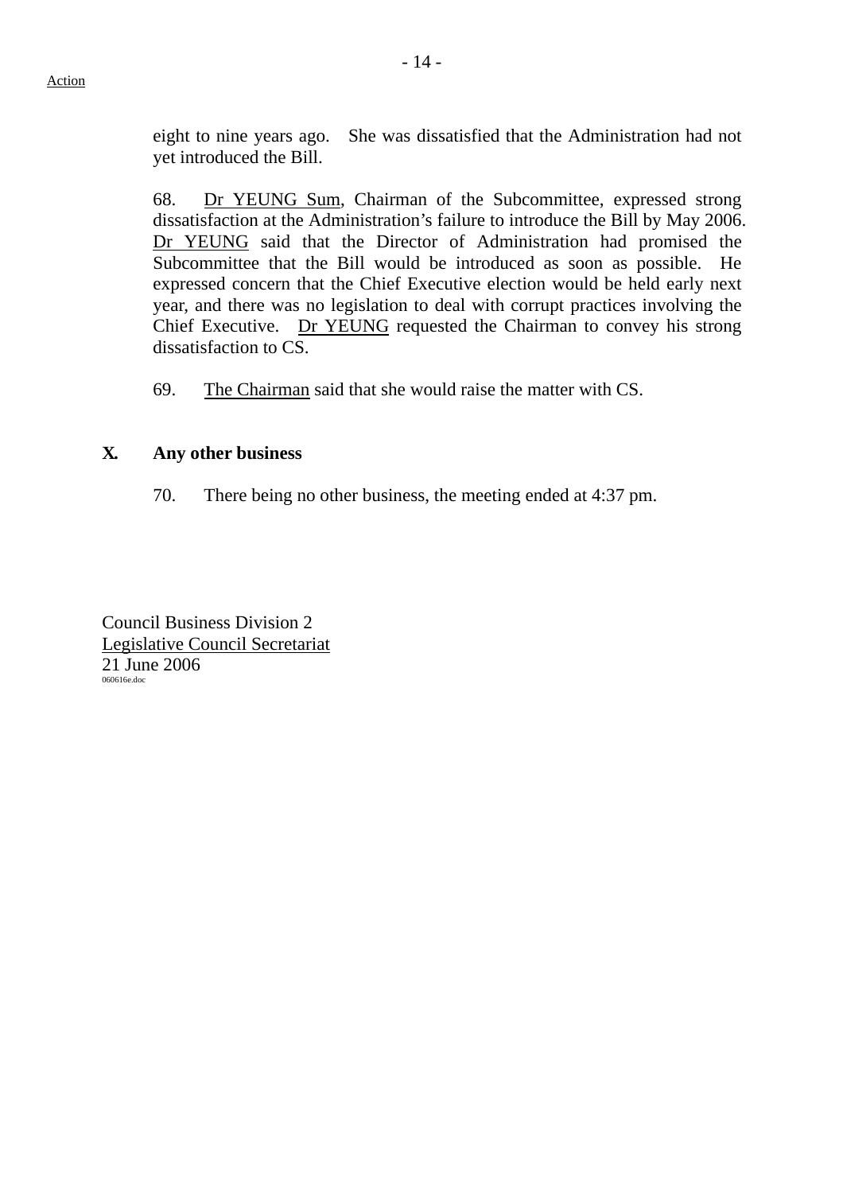Action

eight to nine years ago. She was dissatisfied that the Administration had not yet introduced the Bill.

68. Dr YEUNG Sum, Chairman of the Subcommittee, expressed strong dissatisfaction at the Administration's failure to introduce the Bill by May 2006. Dr YEUNG said that the Director of Administration had promised the Subcommittee that the Bill would be introduced as soon as possible. He expressed concern that the Chief Executive election would be held early next year, and there was no legislation to deal with corrupt practices involving the Chief Executive. Dr YEUNG requested the Chairman to convey his strong dissatisfaction to CS.

69. The Chairman said that she would raise the matter with CS.

## X. Any other business

70. There being no other business, the meeting ended at 4:37 pm.

Council Business Division 2
Legislative Council Secretariat
21 June 2006
060616e.doc